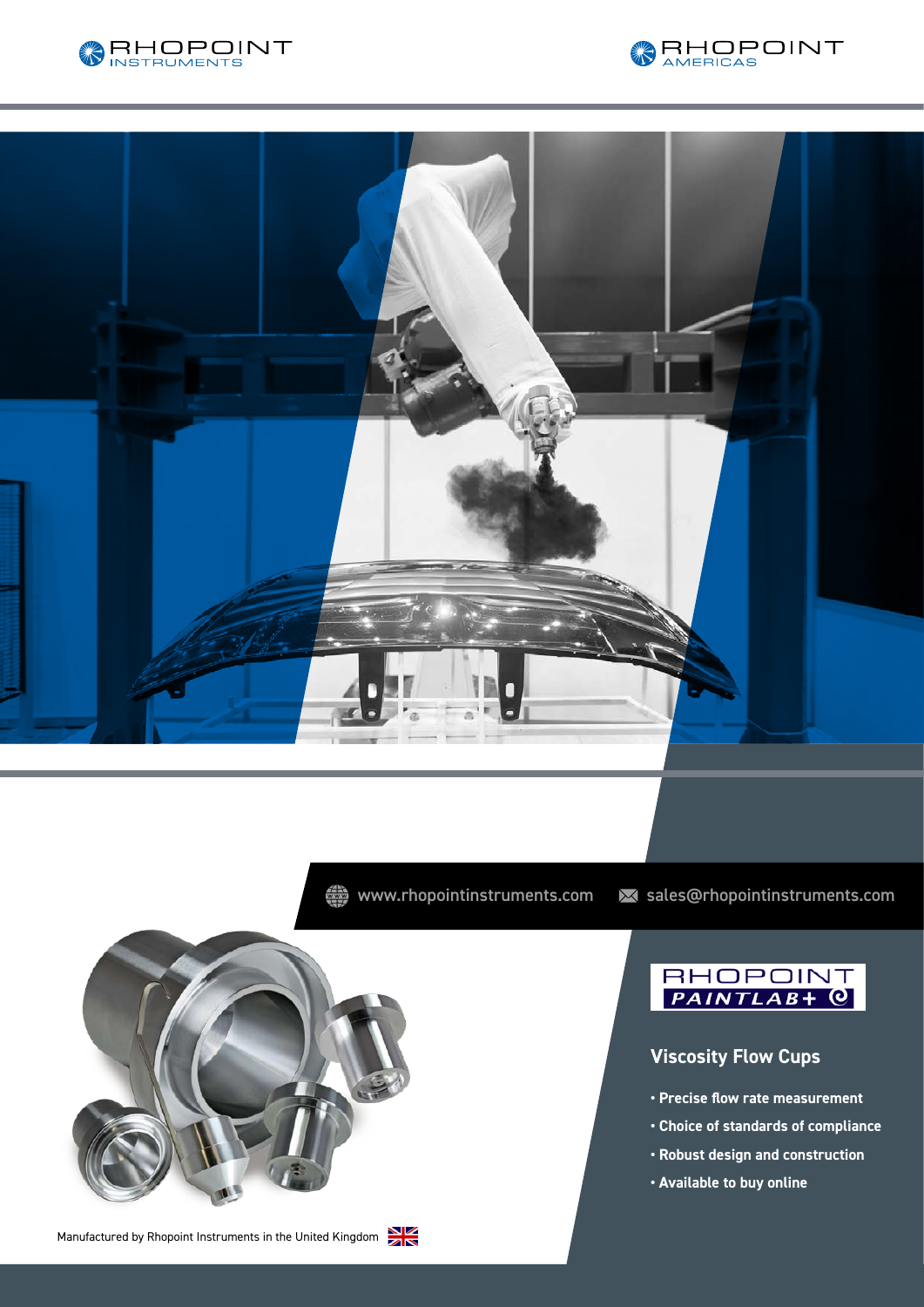RHOPOINT INSTRUMENTS

RHOPOINT AMERICAS

www.rhopointinstruments.com sales@rhopointinstruments.com

RHOPOINT PAINTLAB+

## Viscosity Flow Cups

- **Precise flow rate measurement**
- **Choice of standards of compliance**
- **Robust design and construction**
- **Available to buy online**

Manufactured by Rhopoint Instruments in the United Kingdom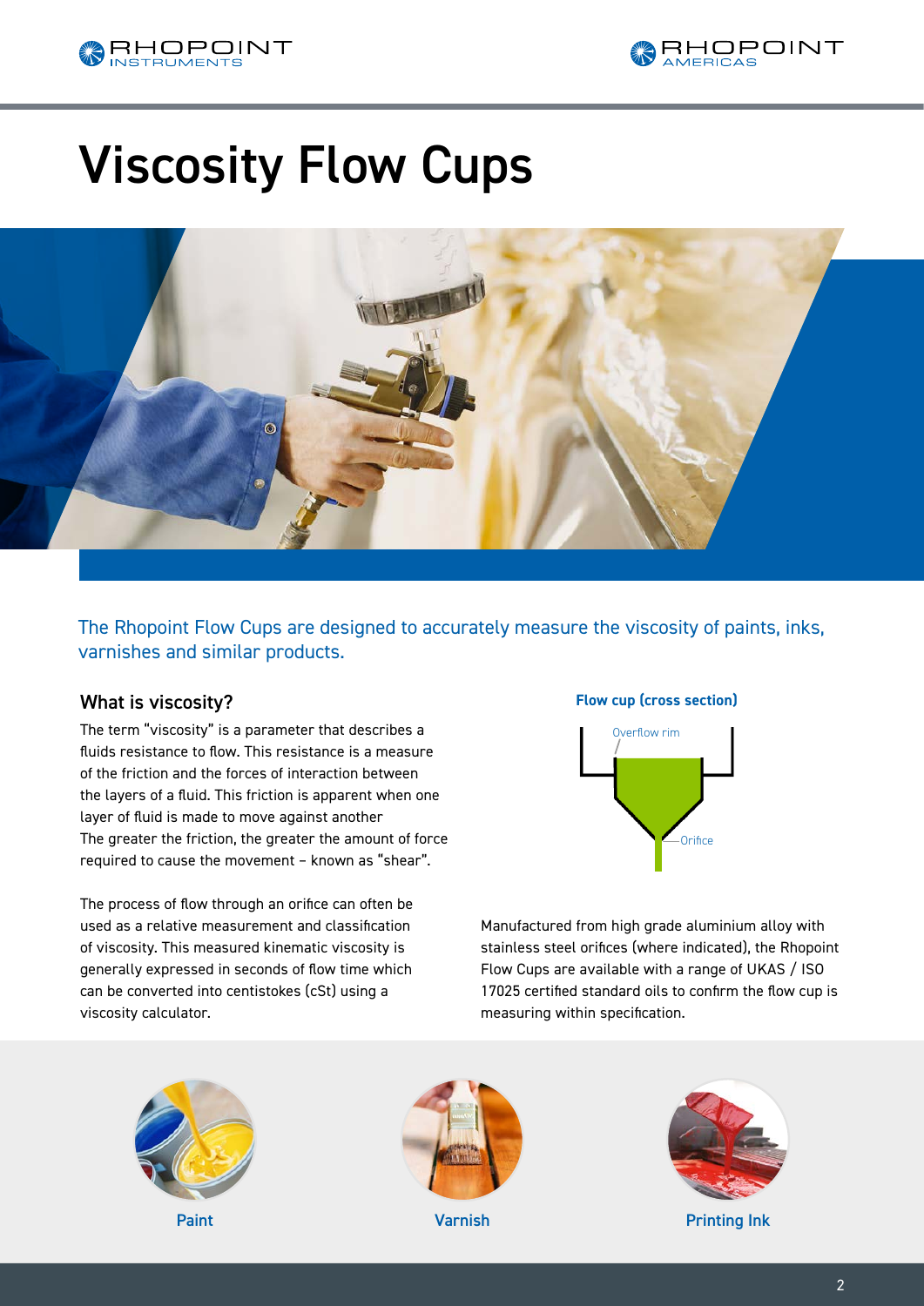# Viscosity Flow Cups

The Rhopoint Flow Cups are designed to accurately measure the viscosity of paints, inks, varnishes and similar products.

## What is viscosity?

The term "viscosity" is a parameter that describes a fluids resistance to flow. This resistance is a measure of the friction and the forces of interaction between the layers of a fluid. This friction is apparent when one layer of fluid is made to move against another The greater the friction, the greater the amount of force required to cause the movement – known as "shear".

The process of flow through an orifice can often be used as a relative measurement and classification of viscosity. This measured kinematic viscosity is generally expressed in seconds of flow time which can be converted into centistokes (cSt) using a viscosity calculator.

**Flow cup (cross section)**

Overflow rim

Orifice

Manufactured from high grade aluminium alloy with stainless steel orifices (where indicated), the Rhopoint Flow Cups are available with a range of UKAS / ISO 17025 certified standard oils to confirm the flow cup is measuring within specification.

Paint

Varnish

Printing Ink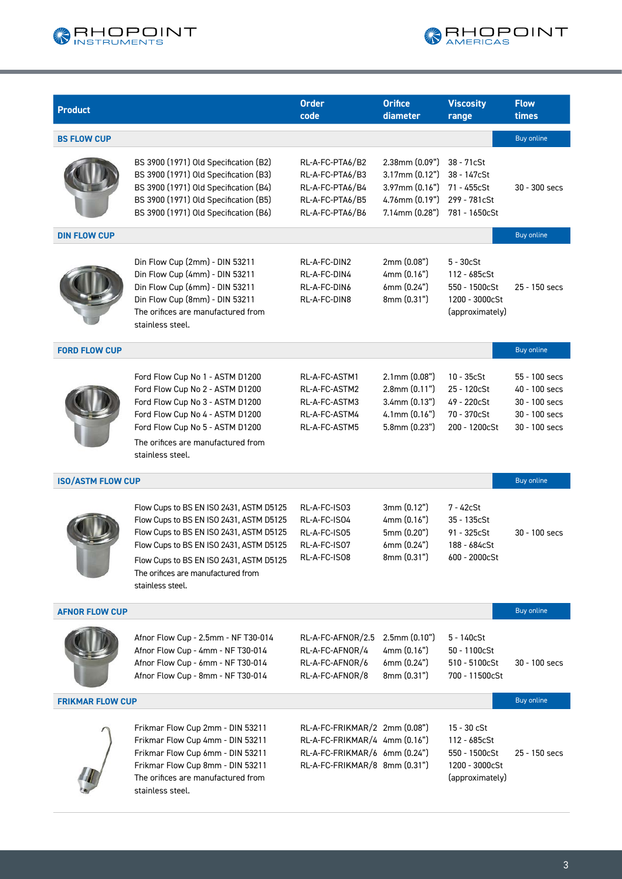| Product | Order code | Orifice diameter | Viscosity range | Flow times |
|---|---|---|---|---|
| **BS FLOW CUP** | | | | Buy online |
| BS 3900 (1971) Old Specification (B2) | RL-A-FC-PTA6/B2 | 2.38mm (0.09") | 38 - 71cSt | 30 - 300 secs |
| BS 3900 (1971) Old Specification (B3) | RL-A-FC-PTA6/B3 | 3.17mm (0.12") | 38 - 147cSt | |
| BS 3900 (1971) Old Specification (B4) | RL-A-FC-PTA6/B4 | 3.97mm (0.16") | 71 - 455cSt | |
| BS 3900 (1971) Old Specification (B5) | RL-A-FC-PTA6/B5 | 4.76mm (0.19") | 299 - 781cSt | |
| BS 3900 (1971) Old Specification (B6) | RL-A-FC-PTA6/B6 | 7.14mm (0.28") | 781 - 1650cSt | |
| **DIN FLOW CUP** | | | | Buy online |
| Din Flow Cup (2mm) - DIN 53211 | RL-A-FC-DIN2 | 2mm (0.08") | 5 - 30cSt | 25 - 150 secs |
| Din Flow Cup (4mm) - DIN 53211 | RL-A-FC-DIN4 | 4mm (0.16") | 112 - 685cSt | |
| Din Flow Cup (6mm) - DIN 53211 | RL-A-FC-DIN6 | 6mm (0.24") | 550 - 1500cSt | |
| Din Flow Cup (8mm) - DIN 53211 | RL-A-FC-DIN8 | 8mm (0.31") | 1200 - 3000cSt (approximately) | |
| The orifices are manufactured from stainless steel. | | | | |
| **FORD FLOW CUP** | | | | Buy online |
| Ford Flow Cup No 1 - ASTM D1200 | RL-A-FC-ASTM1 | 2.1mm (0.08") | 10 - 35cSt | 55 - 100 secs |
| Ford Flow Cup No 2 - ASTM D1200 | RL-A-FC-ASTM2 | 2.8mm (0.11") | 25 - 120cSt | 40 - 100 secs |
| Ford Flow Cup No 3 - ASTM D1200 | RL-A-FC-ASTM3 | 3.4mm (0.13") | 49 - 220cSt | 30 - 100 secs |
| Ford Flow Cup No 4 - ASTM D1200 | RL-A-FC-ASTM4 | 4.1mm (0.16") | 70 - 370cSt | 30 - 100 secs |
| Ford Flow Cup No 5 - ASTM D1200 | RL-A-FC-ASTM5 | 5.8mm (0.23") | 200 - 1200cSt | 30 - 100 secs |
| The orifices are manufactured from stainless steel. | | | | |
| **ISO/ASTM FLOW CUP** | | | | Buy online |
| Flow Cups to BS EN ISO 2431, ASTM D5125 | RL-A-FC-ISO3 | 3mm (0.12") | 7 - 42cSt | 30 - 100 secs |
| Flow Cups to BS EN ISO 2431, ASTM D5125 | RL-A-FC-ISO4 | 4mm (0.16") | 35 - 135cSt | |
| Flow Cups to BS EN ISO 2431, ASTM D5125 | RL-A-FC-ISO5 | 5mm (0.20") | 91 - 325cSt | |
| Flow Cups to BS EN ISO 2431, ASTM D5125 | RL-A-FC-ISO7 | 6mm (0.24") | 188 - 684cSt | |
| Flow Cups to BS EN ISO 2431, ASTM D5125 | RL-A-FC-ISO8 | 8mm (0.31") | 600 - 2000cSt | |
| The orifices are manufactured from stainless steel. | | | | |
| **AFNOR FLOW CUP** | | | | Buy online |
| Afnor Flow Cup - 2.5mm - NF T30-014 | RL-A-FC-AFNOR/2.5 | 2.5mm (0.10") | 5 - 140cSt | 30 - 100 secs |
| Afnor Flow Cup - 4mm - NF T30-014 | RL-A-FC-AFNOR/4 | 4mm (0.16") | 50 - 1100cSt | |
| Afnor Flow Cup - 6mm - NF T30-014 | RL-A-FC-AFNOR/6 | 6mm (0.24") | 510 - 5100cSt | |
| Afnor Flow Cup - 8mm - NF T30-014 | RL-A-FC-AFNOR/8 | 8mm (0.31") | 700 - 11500cSt | |
| **FRIKMAR FLOW CUP** | | | | Buy online |
| Frikmar Flow Cup 2mm - DIN 53211 | RL-A-FC-FRIKMAR/2 | 2mm (0.08") | 15 - 30 cSt | 25 - 150 secs |
| Frikmar Flow Cup 4mm - DIN 53211 | RL-A-FC-FRIKMAR/4 | 4mm (0.16") | 112 - 685cSt | |
| Frikmar Flow Cup 6mm - DIN 53211 | RL-A-FC-FRIKMAR/6 | 6mm (0.24") | 550 - 1500cSt | |
| Frikmar Flow Cup 8mm - DIN 53211 | RL-A-FC-FRIKMAR/8 | 8mm (0.31") | 1200 - 3000cSt (approximately) | |
| The orifices are manufactured from stainless steel. | | | | |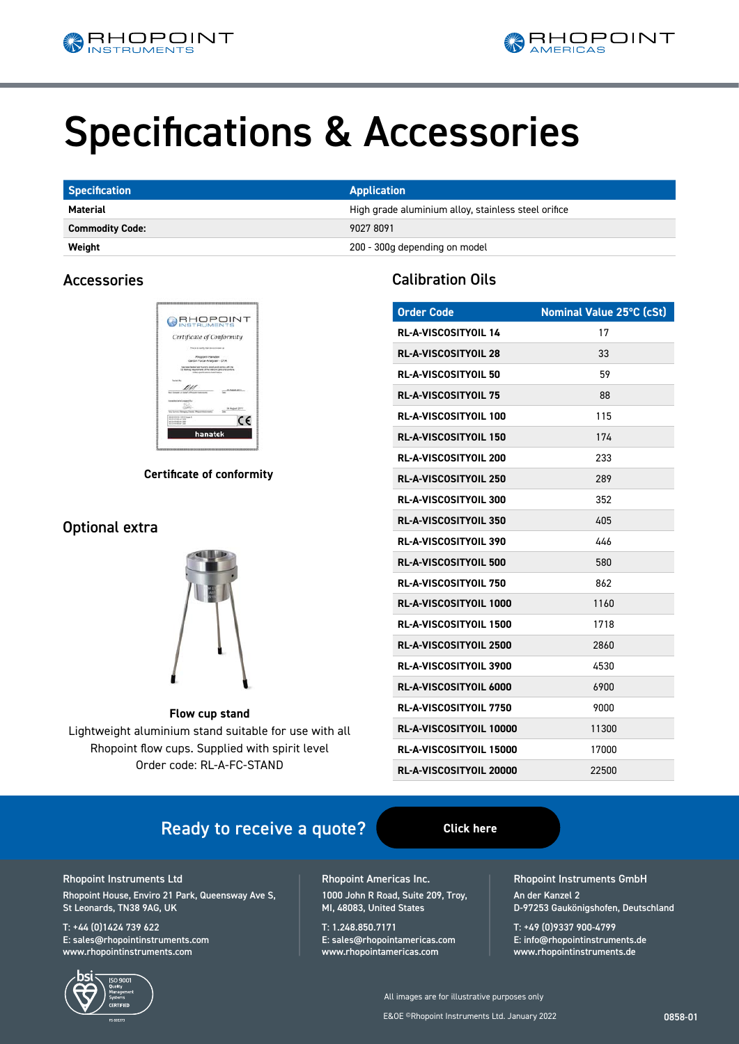# Specifications & Accessories

| Specification | Application |
|---|---|
| **Material** | High grade aluminium alloy, stainless steel orifice |
| **Commodity Code:** | 9027 8091 |
| **Weight** | 200 - 300g depending on model |

## Accessories

**Certificate of conformity**

## Optional extra

**Flow cup stand**

Lightweight aluminium stand suitable for use with all Rhopoint flow cups. Supplied with spirit level

Order code: RL-A-FC-STAND

## Calibration Oils

| Order Code | Nominal Value 25°C (cSt) |
|---|---|
| **RL-A-VISCOSITYOIL 14** | 17 |
| **RL-A-VISCOSITYOIL 28** | 33 |
| **RL-A-VISCOSITYOIL 50** | 59 |
| **RL-A-VISCOSITYOIL 75** | 88 |
| **RL-A-VISCOSITYOIL 100** | 115 |
| **RL-A-VISCOSITYOIL 150** | 174 |
| **RL-A-VISCOSITYOIL 200** | 233 |
| **RL-A-VISCOSITYOIL 250** | 289 |
| **RL-A-VISCOSITYOIL 300** | 352 |
| **RL-A-VISCOSITYOIL 350** | 405 |
| **RL-A-VISCOSITYOIL 390** | 446 |
| **RL-A-VISCOSITYOIL 500** | 580 |
| **RL-A-VISCOSITYOIL 750** | 862 |
| **RL-A-VISCOSITYOIL 1000** | 1160 |
| **RL-A-VISCOSITYOIL 1500** | 1718 |
| **RL-A-VISCOSITYOIL 2500** | 2860 |
| **RL-A-VISCOSITYOIL 3900** | 4530 |
| **RL-A-VISCOSITYOIL 6000** | 6900 |
| **RL-A-VISCOSITYOIL 7750** | 9000 |
| **RL-A-VISCOSITYOIL 10000** | 11300 |
| **RL-A-VISCOSITYOIL 15000** | 17000 |
| **RL-A-VISCOSITYOIL 20000** | 22500 |

Ready to receive a quote? **Click here**

**Rhopoint Instruments Ltd**
Rhopoint House, Enviro 21 Park, Queensway Ave S, St Leonards, TN38 9AG, UK
T: +44 (0)1424 739 622
E: sales@rhopointinstruments.com
www.rhopointinstruments.com

**Rhopoint Americas Inc.**
1000 John R Road, Suite 209, Troy, MI, 48083, United States
T: 1.248.850.7171
E: sales@rhopointamericas.com
www.rhopointamericas.com

**Rhopoint Instruments GmbH**
An der Kanzel 2
D-97253 Gaukönigshofen, Deutschland
T: +49 (0)9337 900-4799
E: info@rhopointinstruments.de
www.rhopointinstruments.de

All images are for illustrative purposes only

E&OE ©Rhopoint Instruments Ltd. January 2022

0858-01